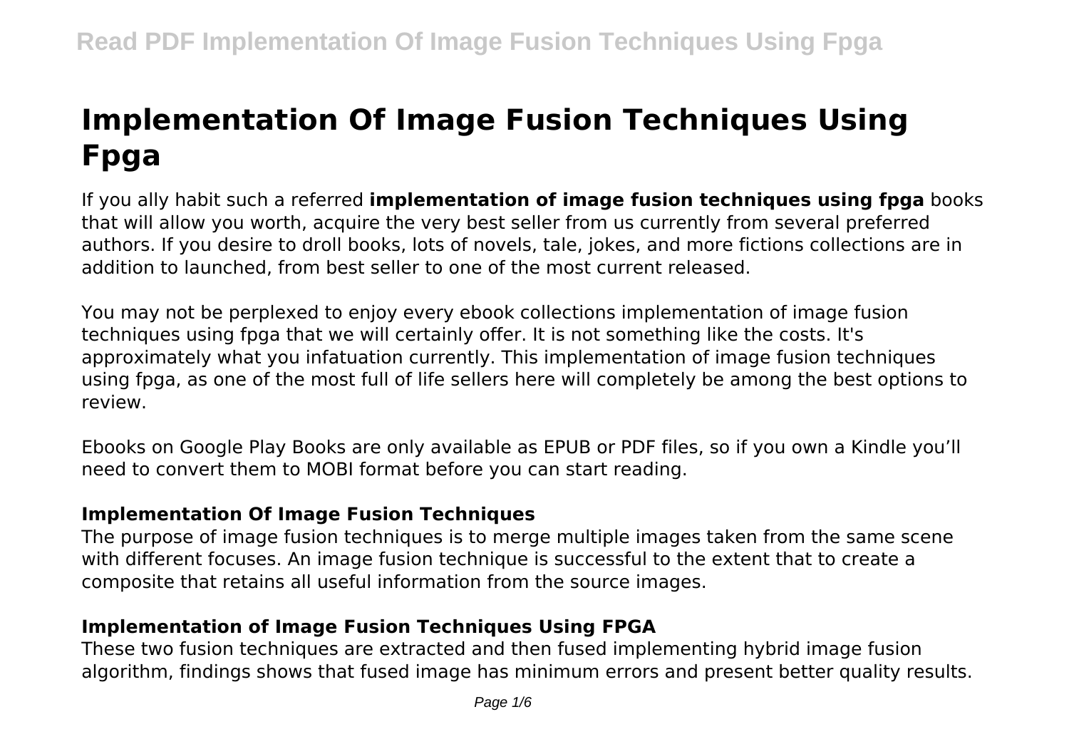# Implementation Of Image Fusion Techniques Using Fpga

If you ally habit such a referred **implementation of image fusion techniques using fpga** books that will allow you worth, acquire the very best seller from us currently from several preferred authors. If you desire to droll books, lots of novels, tale, jokes, and more fictions collections are in addition to launched, from best seller to one of the most current released.

You may not be perplexed to enjoy every ebook collections implementation of image fusion techniques using fpga that we will certainly offer. It is not something like the costs. It's approximately what you infatuation currently. This implementation of image fusion techniques using fpga, as one of the most full of life sellers here will completely be among the best options to review.

Ebooks on Google Play Books are only available as EPUB or PDF files, so if you own a Kindle you'll need to convert them to MOBI format before you can start reading.

### Implementation Of Image Fusion Techniques

The purpose of image fusion techniques is to merge multiple images taken from the same scene with different focuses. An image fusion technique is successful to the extent that to create a composite that retains all useful information from the source images.

### Implementation of Image Fusion Techniques Using FPGA

These two fusion techniques are extracted and then fused implementing hybrid image fusion algorithm, findings shows that fused image has minimum errors and present better quality results.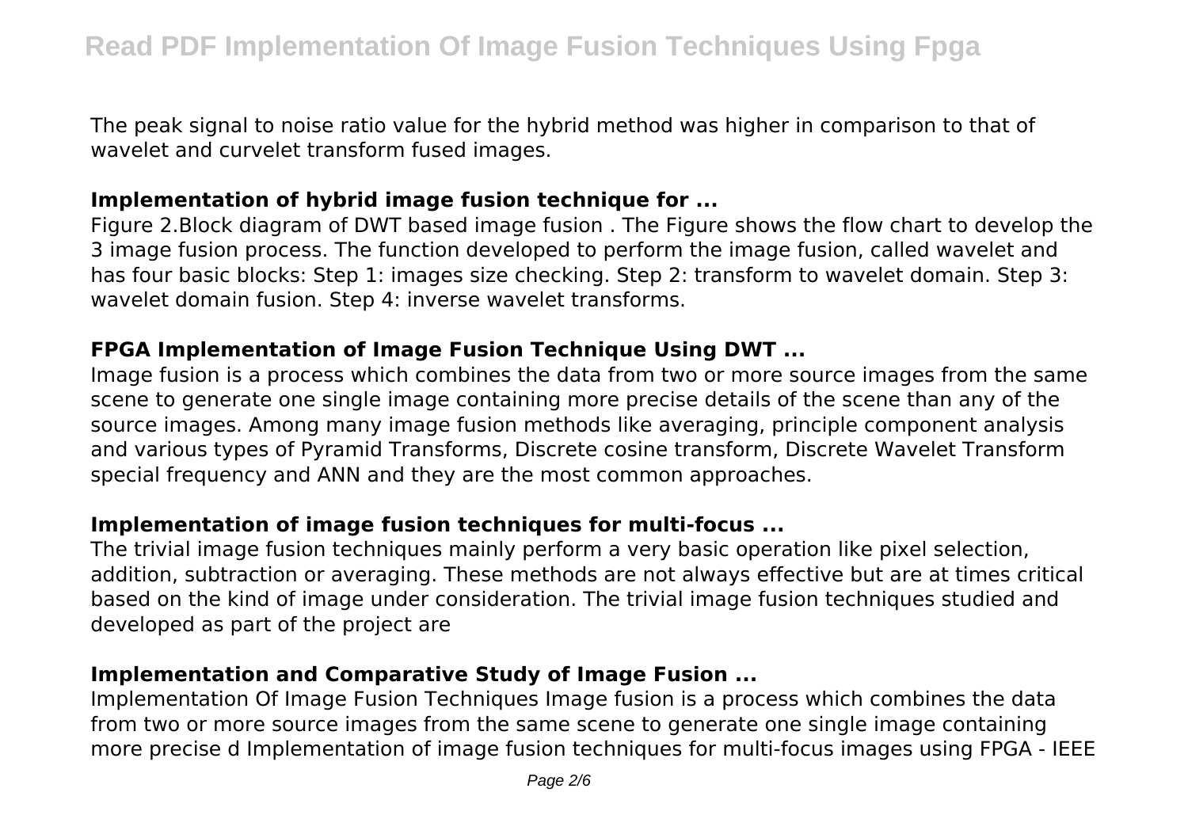The peak signal to noise ratio value for the hybrid method was higher in comparison to that of wavelet and curvelet transform fused images.

### **Implementation of hybrid image fusion technique for ...**

Figure 2.Block diagram of DWT based image fusion . The Figure shows the flow chart to develop the 3 image fusion process. The function developed to perform the image fusion, called wavelet and has four basic blocks: Step 1: images size checking. Step 2: transform to wavelet domain. Step 3: wavelet domain fusion. Step 4: inverse wavelet transforms.

### **FPGA Implementation of Image Fusion Technique Using DWT ...**

Image fusion is a process which combines the data from two or more source images from the same scene to generate one single image containing more precise details of the scene than any of the source images. Among many image fusion methods like averaging, principle component analysis and various types of Pyramid Transforms, Discrete cosine transform, Discrete Wavelet Transform special frequency and ANN and they are the most common approaches.

### **Implementation of image fusion techniques for multi-focus ...**

The trivial image fusion techniques mainly perform a very basic operation like pixel selection, addition, subtraction or averaging. These methods are not always effective but are at times critical based on the kind of image under consideration. The trivial image fusion techniques studied and developed as part of the project are

### **Implementation and Comparative Study of Image Fusion ...**

Implementation Of Image Fusion Techniques Image fusion is a process which combines the data from two or more source images from the same scene to generate one single image containing more precise d Implementation of image fusion techniques for multi-focus images using FPGA - IEEE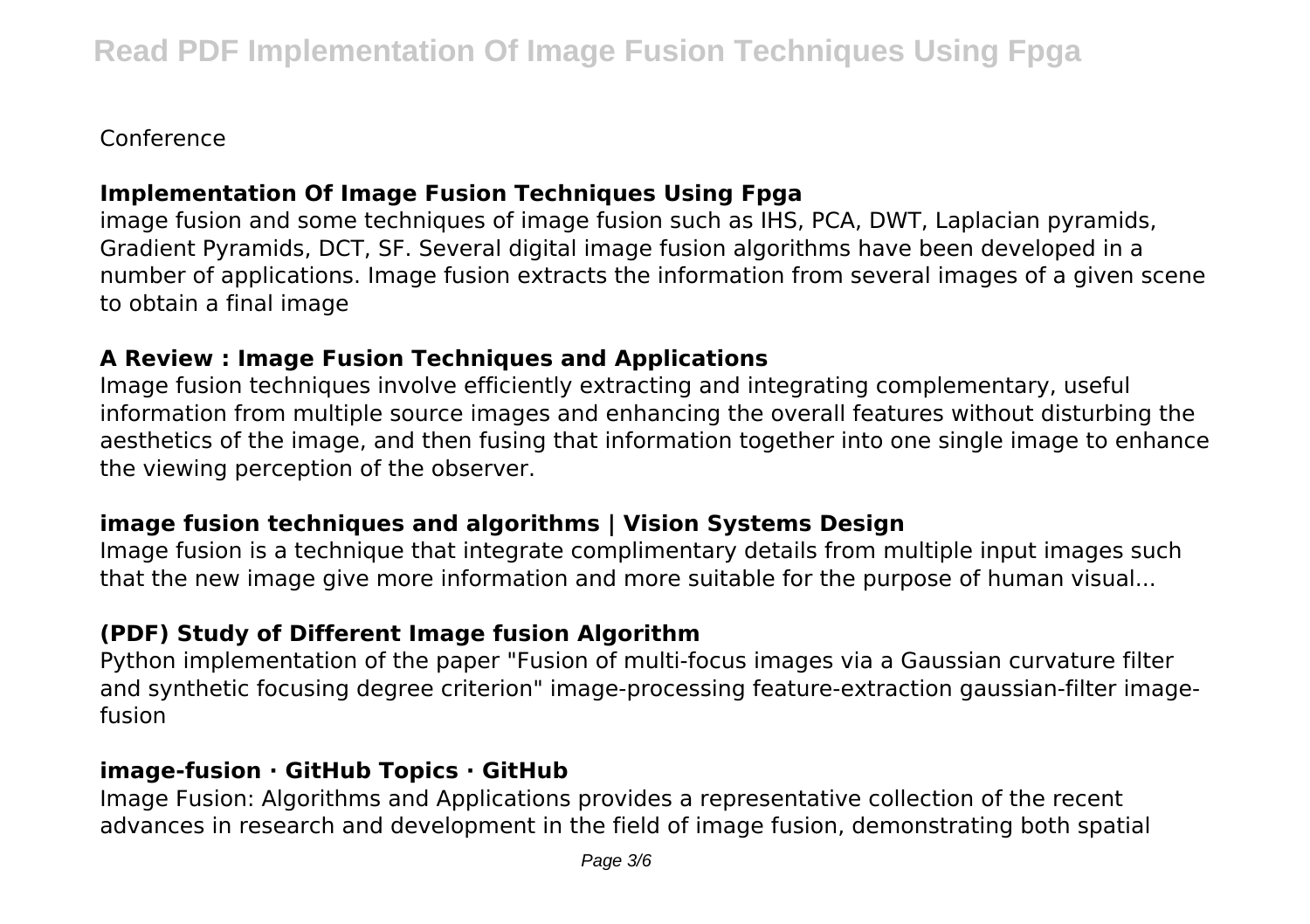Conference

### Implementation Of Image Fusion Techniques Using Fpga

image fusion and some techniques of image fusion such as IHS, PCA, DWT, Laplacian pyramids, Gradient Pyramids, DCT, SF. Several digital image fusion algorithms have been developed in a number of applications. Image fusion extracts the information from several images of a given scene to obtain a final image

### A Review : Image Fusion Techniques and Applications

Image fusion techniques involve efficiently extracting and integrating complementary, useful information from multiple source images and enhancing the overall features without disturbing the aesthetics of the image, and then fusing that information together into one single image to enhance the viewing perception of the observer.

### image fusion techniques and algorithms | Vision Systems Design

Image fusion is a technique that integrate complimentary details from multiple input images such that the new image give more information and more suitable for the purpose of human visual...

### (PDF) Study of Different Image fusion Algorithm

Python implementation of the paper "Fusion of multi-focus images via a Gaussian curvature filter and synthetic focusing degree criterion" image-processing feature-extraction gaussian-filter image-fusion

### image-fusion · GitHub Topics · GitHub

Image Fusion: Algorithms and Applications provides a representative collection of the recent advances in research and development in the field of image fusion, demonstrating both spatial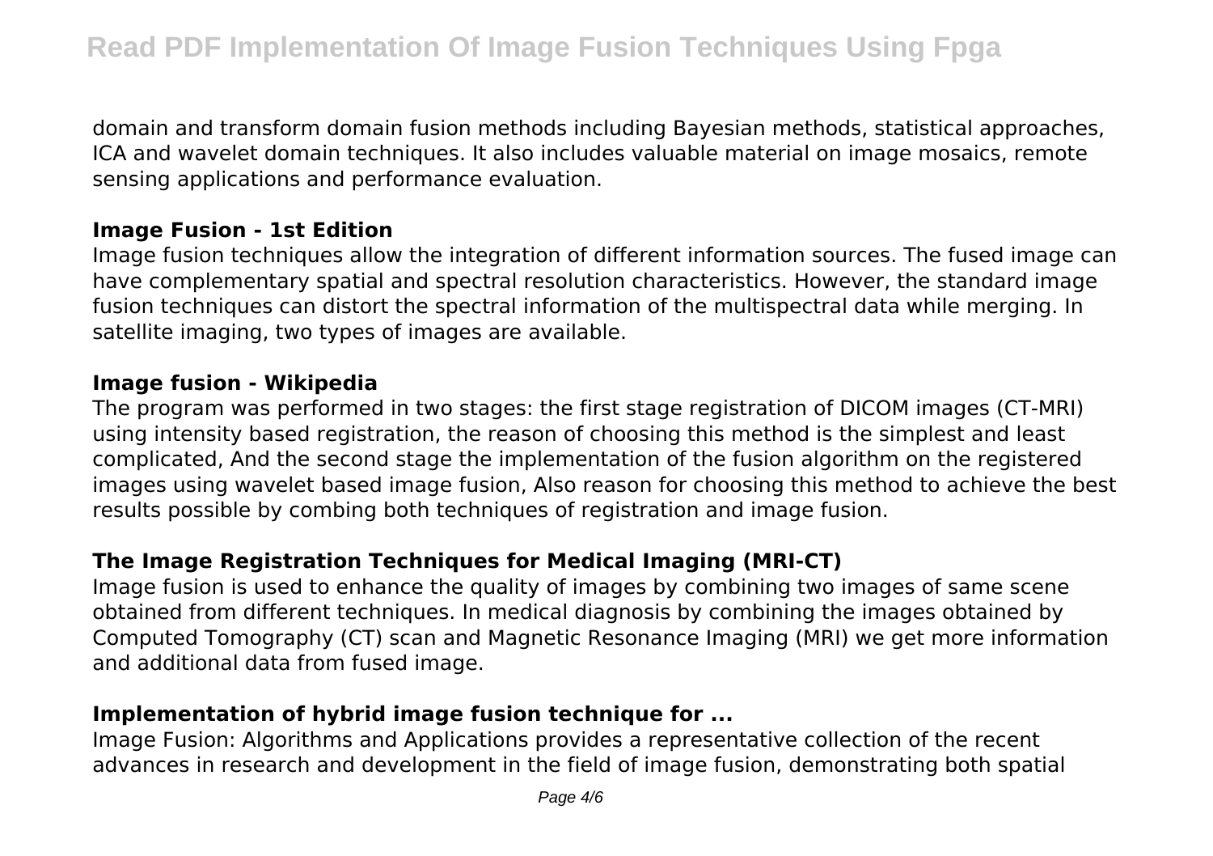domain and transform domain fusion methods including Bayesian methods, statistical approaches, ICA and wavelet domain techniques. It also includes valuable material on image mosaics, remote sensing applications and performance evaluation.

### Image Fusion - 1st Edition

Image fusion techniques allow the integration of different information sources. The fused image can have complementary spatial and spectral resolution characteristics. However, the standard image fusion techniques can distort the spectral information of the multispectral data while merging. In satellite imaging, two types of images are available.

### Image fusion - Wikipedia

The program was performed in two stages: the first stage registration of DICOM images (CT-MRI) using intensity based registration, the reason of choosing this method is the simplest and least complicated, And the second stage the implementation of the fusion algorithm on the registered images using wavelet based image fusion, Also reason for choosing this method to achieve the best results possible by combing both techniques of registration and image fusion.

### The Image Registration Techniques for Medical Imaging (MRI-CT)

Image fusion is used to enhance the quality of images by combining two images of same scene obtained from different techniques. In medical diagnosis by combining the images obtained by Computed Tomography (CT) scan and Magnetic Resonance Imaging (MRI) we get more information and additional data from fused image.

### Implementation of hybrid image fusion technique for ...

Image Fusion: Algorithms and Applications provides a representative collection of the recent advances in research and development in the field of image fusion, demonstrating both spatial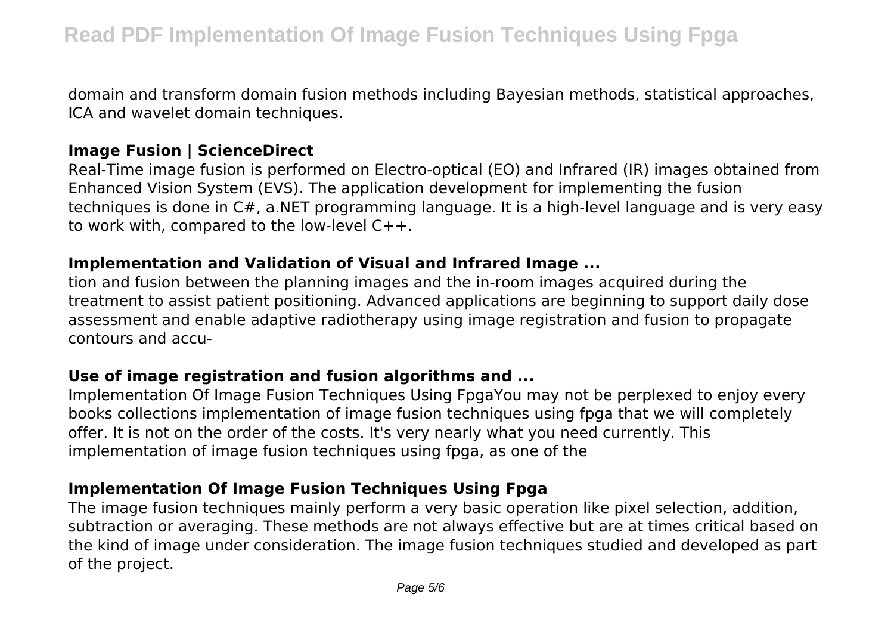domain and transform domain fusion methods including Bayesian methods, statistical approaches, ICA and wavelet domain techniques.

### Image Fusion | ScienceDirect

Real-Time image fusion is performed on Electro-optical (EO) and Infrared (IR) images obtained from Enhanced Vision System (EVS). The application development for implementing the fusion techniques is done in C#, a.NET programming language. It is a high-level language and is very easy to work with, compared to the low-level C++.

### Implementation and Validation of Visual and Infrared Image ...

tion and fusion between the planning images and the in-room images acquired during the treatment to assist patient positioning. Advanced applications are beginning to support daily dose assessment and enable adaptive radiotherapy using image registration and fusion to propagate contours and accu-

### Use of image registration and fusion algorithms and ...

Implementation Of Image Fusion Techniques Using FpgaYou may not be perplexed to enjoy every books collections implementation of image fusion techniques using fpga that we will completely offer. It is not on the order of the costs. It's very nearly what you need currently. This implementation of image fusion techniques using fpga, as one of the

### Implementation Of Image Fusion Techniques Using Fpga

The image fusion techniques mainly perform a very basic operation like pixel selection, addition, subtraction or averaging. These methods are not always effective but are at times critical based on the kind of image under consideration. The image fusion techniques studied and developed as part of the project.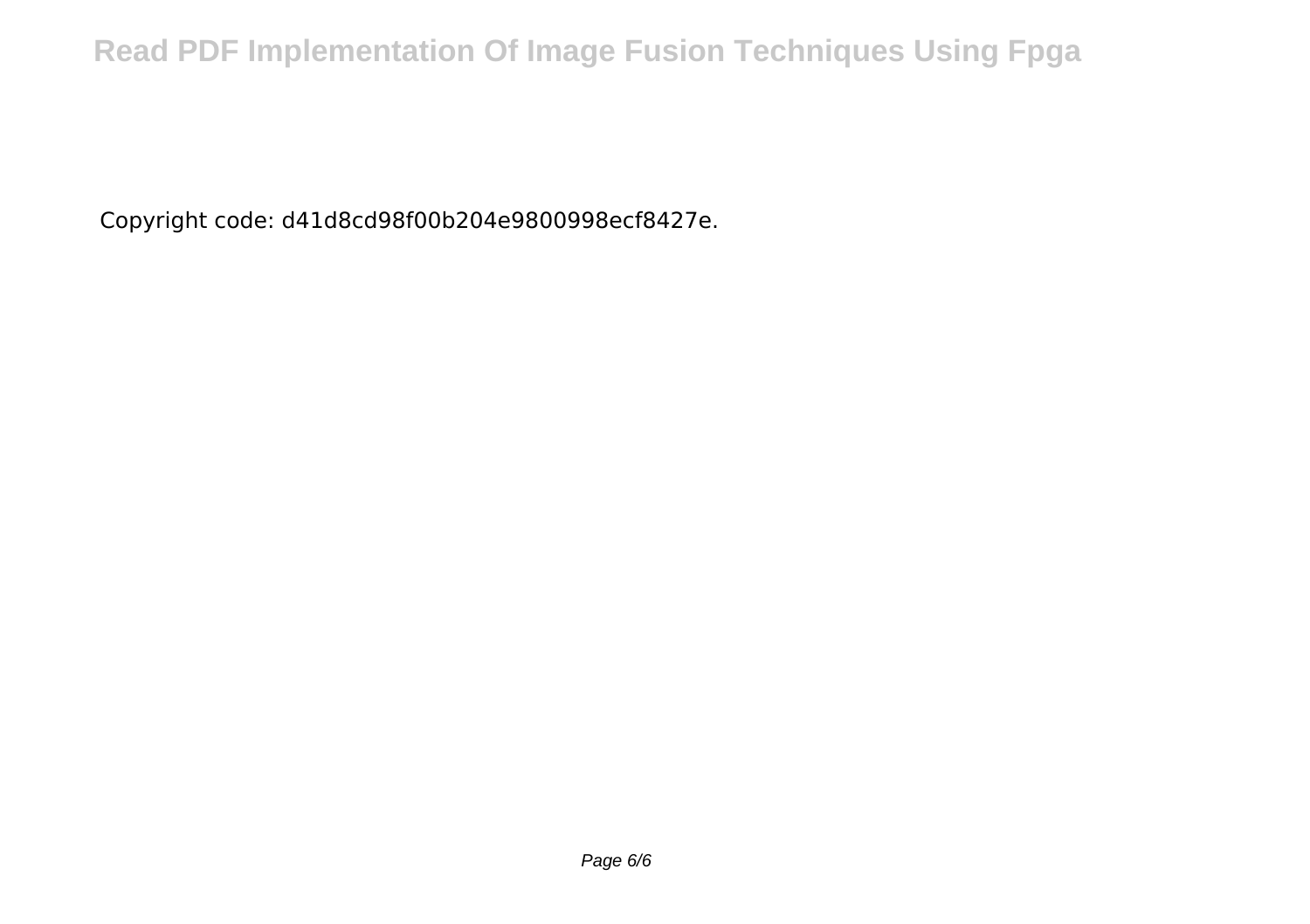Copyright code: d41d8cd98f00b204e9800998ecf8427e.